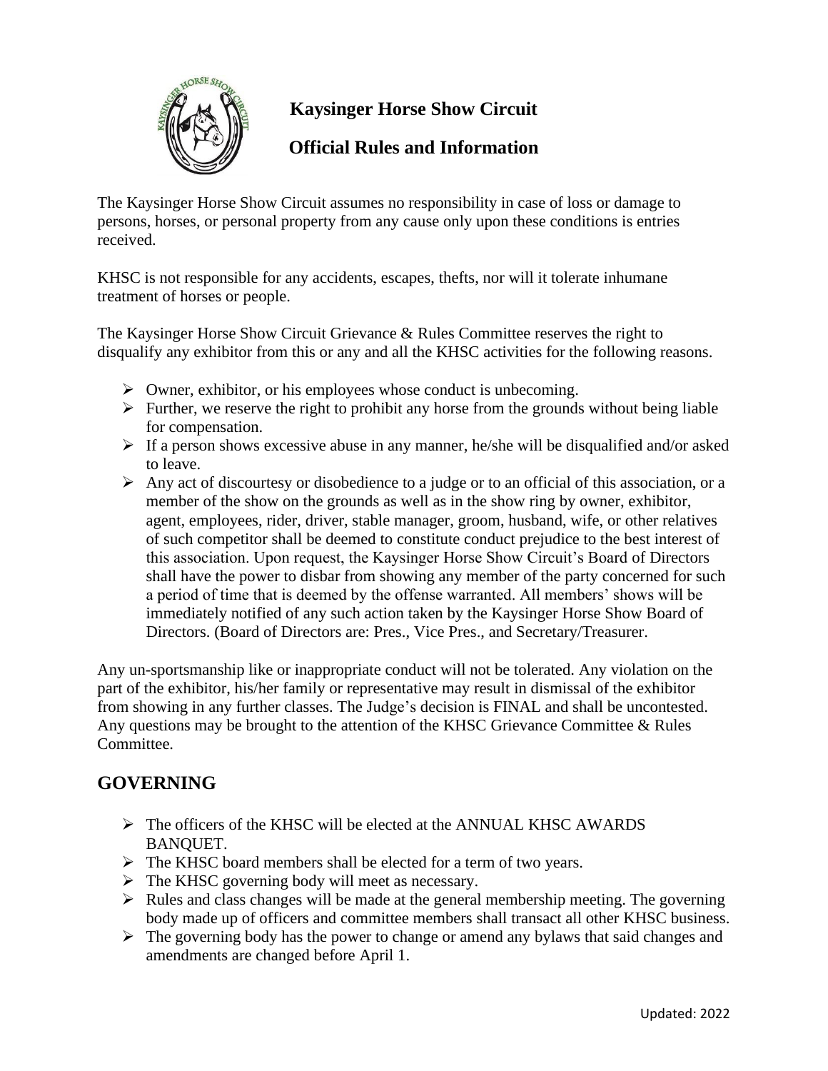# Kaysinger Horse Show Circuit

## Official Rules and Information

The Kaysinger Horse Show Circuit assumes no responsibility in case of loss or damage to persons, horses, or personal property from any cause only upon these conditions is entries received.

KHSC is not responsible for any accidents, escapes, thefts, nor will it tolerate inhumane treatment of horses or people.

The Kaysinger Horse Show Circuit Grievance & Rules Committee reserves the right to disqualify any exhibitor from this or any and all the KHSC activities for the following reasons.

- Owner, exhibitor, or his employees whose conduct is unbecoming.
- Further, we reserve the right to prohibit any horse from the grounds without being liable for compensation.
- If a person shows excessive abuse in any manner, he/she will be disqualified and/or asked to leave.
- Any act of discourtesy or disobedience to a judge or to an official of this association, or a member of the show on the grounds as well as in the show ring by owner, exhibitor, agent, employees, rider, driver, stable manager, groom, husband, wife, or other relatives of such competitor shall be deemed to constitute conduct prejudice to the best interest of this association. Upon request, the Kaysinger Horse Show Circuit's Board of Directors shall have the power to disbar from showing any member of the party concerned for such a period of time that is deemed by the offense warranted. All members' shows will be immediately notified of any such action taken by the Kaysinger Horse Show Board of Directors. (Board of Directors are: Pres., Vice Pres., and Secretary/Treasurer.

Any un-sportsmanship like or inappropriate conduct will not be tolerated. Any violation on the part of the exhibitor, his/her family or representative may result in dismissal of the exhibitor from showing in any further classes. The Judge's decision is FINAL and shall be uncontested. Any questions may be brought to the attention of the KHSC Grievance Committee & Rules Committee.

## GOVERNING

- The officers of the KHSC will be elected at the ANNUAL KHSC AWARDS BANQUET.
- The KHSC board members shall be elected for a term of two years.
- The KHSC governing body will meet as necessary.
- Rules and class changes will be made at the general membership meeting. The governing body made up of officers and committee members shall transact all other KHSC business.
- The governing body has the power to change or amend any bylaws that said changes and amendments are changed before April 1.

Updated: 2022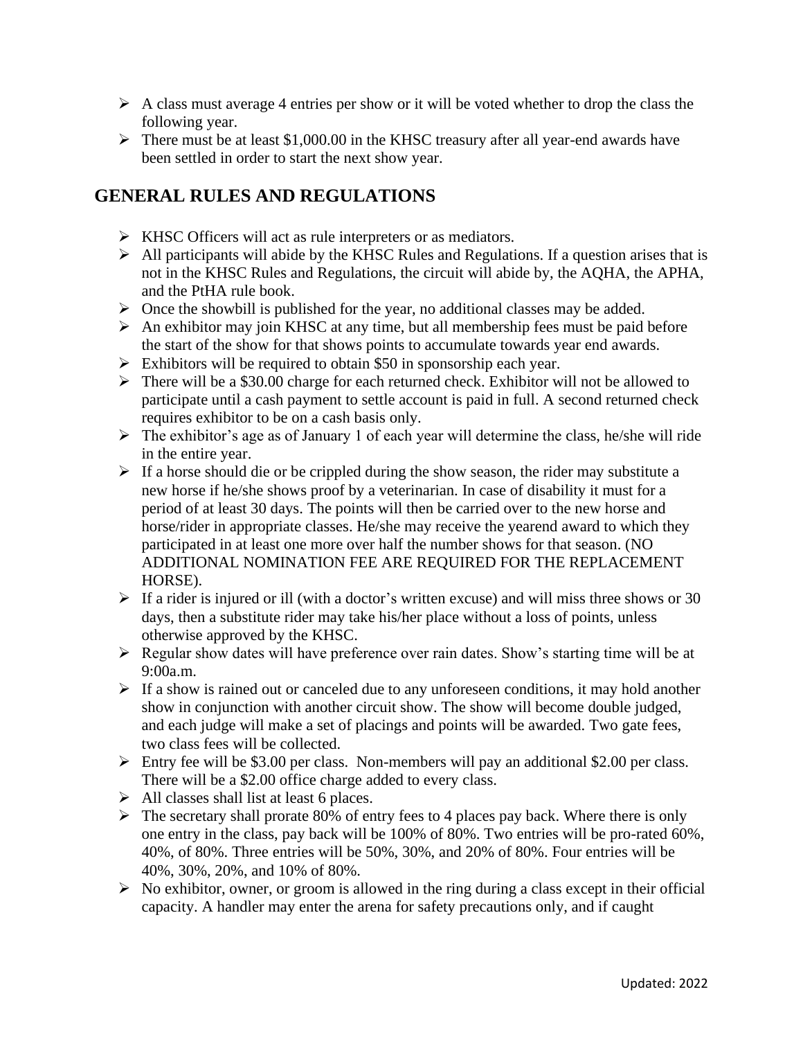- A class must average 4 entries per show or it will be voted whether to drop the class the following year.
- There must be at least $1,000.00 in the KHSC treasury after all year-end awards have been settled in order to start the next show year.

## GENERAL RULES AND REGULATIONS

- KHSC Officers will act as rule interpreters or as mediators.
- All participants will abide by the KHSC Rules and Regulations. If a question arises that is not in the KHSC Rules and Regulations, the circuit will abide by, the AQHA, the APHA, and the PtHA rule book.
- Once the showbill is published for the year, no additional classes may be added.
- An exhibitor may join KHSC at any time, but all membership fees must be paid before the start of the show for that shows points to accumulate towards year end awards.
- Exhibitors will be required to obtain $50 in sponsorship each year.
- There will be a $30.00 charge for each returned check. Exhibitor will not be allowed to participate until a cash payment to settle account is paid in full. A second returned check requires exhibitor to be on a cash basis only.
- The exhibitor's age as of January 1 of each year will determine the class, he/she will ride in the entire year.
- If a horse should die or be crippled during the show season, the rider may substitute a new horse if he/she shows proof by a veterinarian. In case of disability it must for a period of at least 30 days. The points will then be carried over to the new horse and horse/rider in appropriate classes. He/she may receive the yearend award to which they participated in at least one more over half the number shows for that season. (NO ADDITIONAL NOMINATION FEE ARE REQUIRED FOR THE REPLACEMENT HORSE).
- If a rider is injured or ill (with a doctor's written excuse) and will miss three shows or 30 days, then a substitute rider may take his/her place without a loss of points, unless otherwise approved by the KHSC.
- Regular show dates will have preference over rain dates. Show's starting time will be at 9:00a.m.
- If a show is rained out or canceled due to any unforeseen conditions, it may hold another show in conjunction with another circuit show. The show will become double judged, and each judge will make a set of placings and points will be awarded. Two gate fees, two class fees will be collected.
- Entry fee will be $3.00 per class. Non-members will pay an additional $2.00 per class. There will be a $2.00 office charge added to every class.
- All classes shall list at least 6 places.
- The secretary shall prorate 80% of entry fees to 4 places pay back. Where there is only one entry in the class, pay back will be 100% of 80%. Two entries will be pro-rated 60%, 40%, of 80%. Three entries will be 50%, 30%, and 20% of 80%. Four entries will be 40%, 30%, 20%, and 10% of 80%.
- No exhibitor, owner, or groom is allowed in the ring during a class except in their official capacity. A handler may enter the arena for safety precautions only, and if caught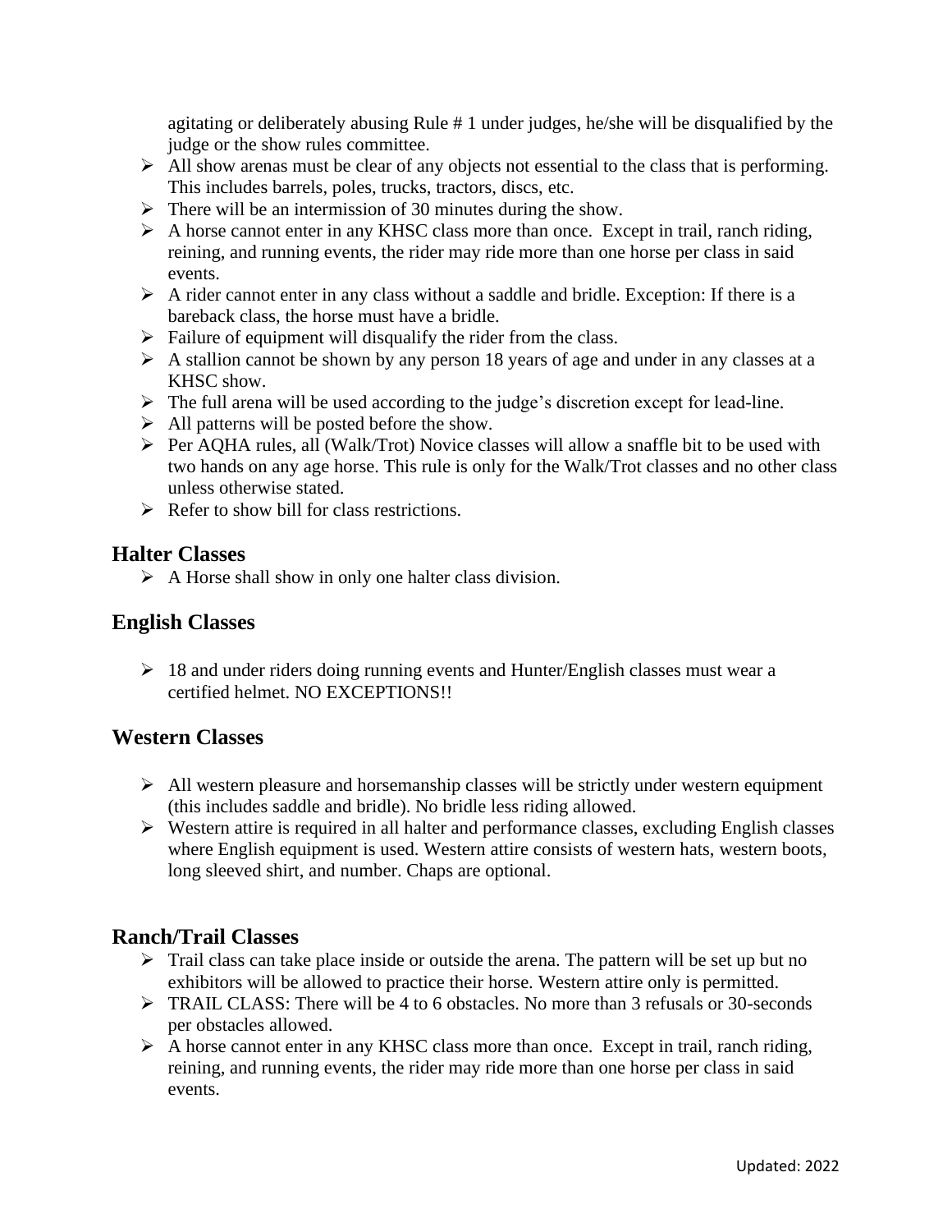agitating or deliberately abusing Rule # 1 under judges, he/she will be disqualified by the judge or the show rules committee.

- All show arenas must be clear of any objects not essential to the class that is performing. This includes barrels, poles, trucks, tractors, discs, etc.
- There will be an intermission of 30 minutes during the show.
- A horse cannot enter in any KHSC class more than once. Except in trail, ranch riding, reining, and running events, the rider may ride more than one horse per class in said events.
- A rider cannot enter in any class without a saddle and bridle. Exception: If there is a bareback class, the horse must have a bridle.
- Failure of equipment will disqualify the rider from the class.
- A stallion cannot be shown by any person 18 years of age and under in any classes at a KHSC show.
- The full arena will be used according to the judge's discretion except for lead-line.
- All patterns will be posted before the show.
- Per AQHA rules, all (Walk/Trot) Novice classes will allow a snaffle bit to be used with two hands on any age horse. This rule is only for the Walk/Trot classes and no other class unless otherwise stated.
- Refer to show bill for class restrictions.

## Halter Classes

- A Horse shall show in only one halter class division.

## English Classes

- 18 and under riders doing running events and Hunter/English classes must wear a certified helmet. NO EXCEPTIONS!!

## Western Classes

- All western pleasure and horsemanship classes will be strictly under western equipment (this includes saddle and bridle). No bridle less riding allowed.
- Western attire is required in all halter and performance classes, excluding English classes where English equipment is used. Western attire consists of western hats, western boots, long sleeved shirt, and number. Chaps are optional.

## Ranch/Trail Classes

- Trail class can take place inside or outside the arena. The pattern will be set up but no exhibitors will be allowed to practice their horse. Western attire only is permitted.
- TRAIL CLASS: There will be 4 to 6 obstacles. No more than 3 refusals or 30-seconds per obstacles allowed.
- A horse cannot enter in any KHSC class more than once. Except in trail, ranch riding, reining, and running events, the rider may ride more than one horse per class in said events.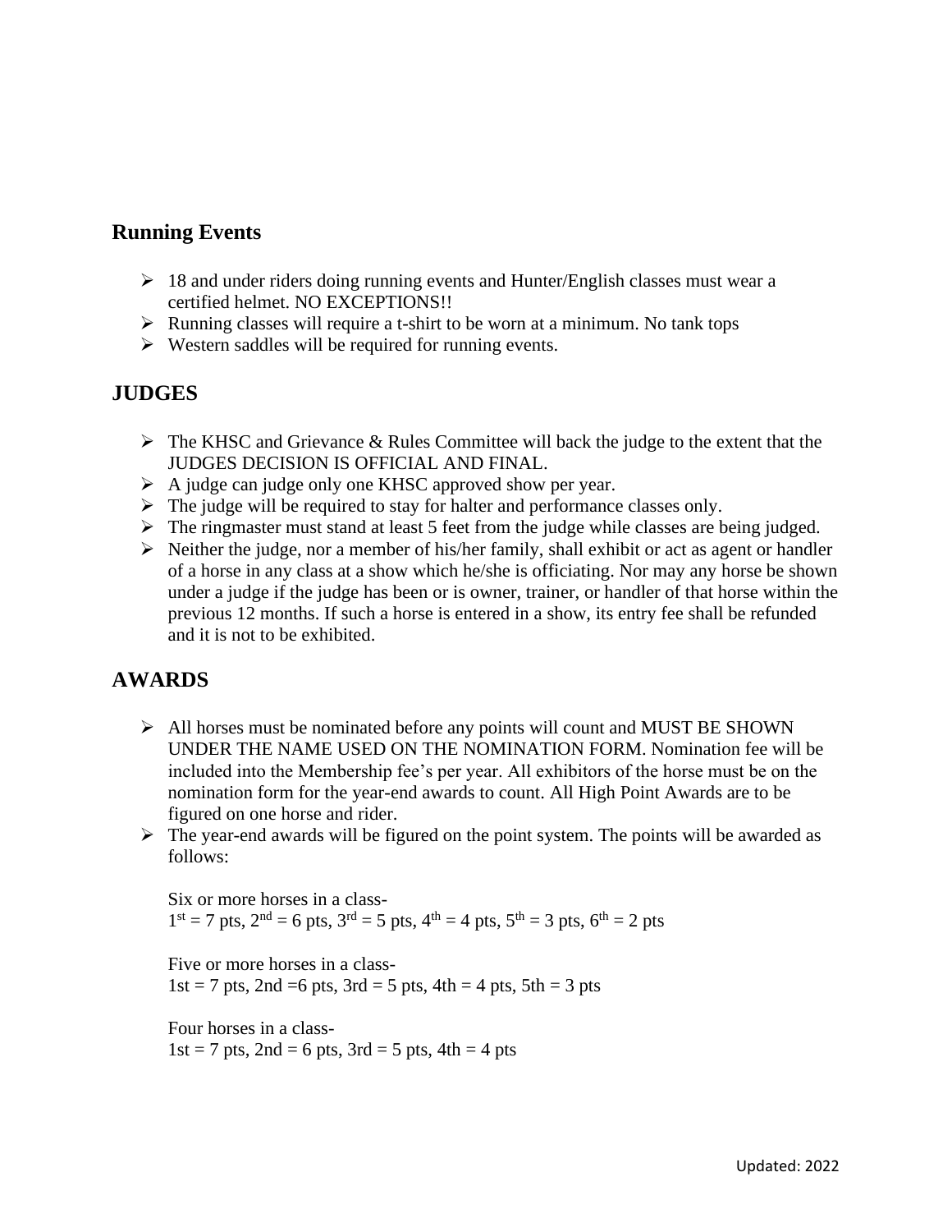## Running Events

- 18 and under riders doing running events and Hunter/English classes must wear a certified helmet. NO EXCEPTIONS!!
- Running classes will require a t-shirt to be worn at a minimum. No tank tops
- Western saddles will be required for running events.

## JUDGES

- The KHSC and Grievance & Rules Committee will back the judge to the extent that the JUDGES DECISION IS OFFICIAL AND FINAL.
- A judge can judge only one KHSC approved show per year.
- The judge will be required to stay for halter and performance classes only.
- The ringmaster must stand at least 5 feet from the judge while classes are being judged.
- Neither the judge, nor a member of his/her family, shall exhibit or act as agent or handler of a horse in any class at a show which he/she is officiating. Nor may any horse be shown under a judge if the judge has been or is owner, trainer, or handler of that horse within the previous 12 months. If such a horse is entered in a show, its entry fee shall be refunded and it is not to be exhibited.

## AWARDS

- All horses must be nominated before any points will count and MUST BE SHOWN UNDER THE NAME USED ON THE NOMINATION FORM. Nomination fee will be included into the Membership fee's per year. All exhibitors of the horse must be on the nomination form for the year-end awards to count. All High Point Awards are to be figured on one horse and rider.
- The year-end awards will be figured on the point system. The points will be awarded as follows:

  Six or more horses in a class-
  1st = 7 pts, 2nd = 6 pts, 3rd = 5 pts, 4th = 4 pts, 5th = 3 pts, 6th = 2 pts

  Five or more horses in a class-
  1st = 7 pts, 2nd =6 pts, 3rd = 5 pts, 4th = 4 pts, 5th = 3 pts

  Four horses in a class-
  1st = 7 pts, 2nd = 6 pts, 3rd = 5 pts, 4th = 4 pts

Updated: 2022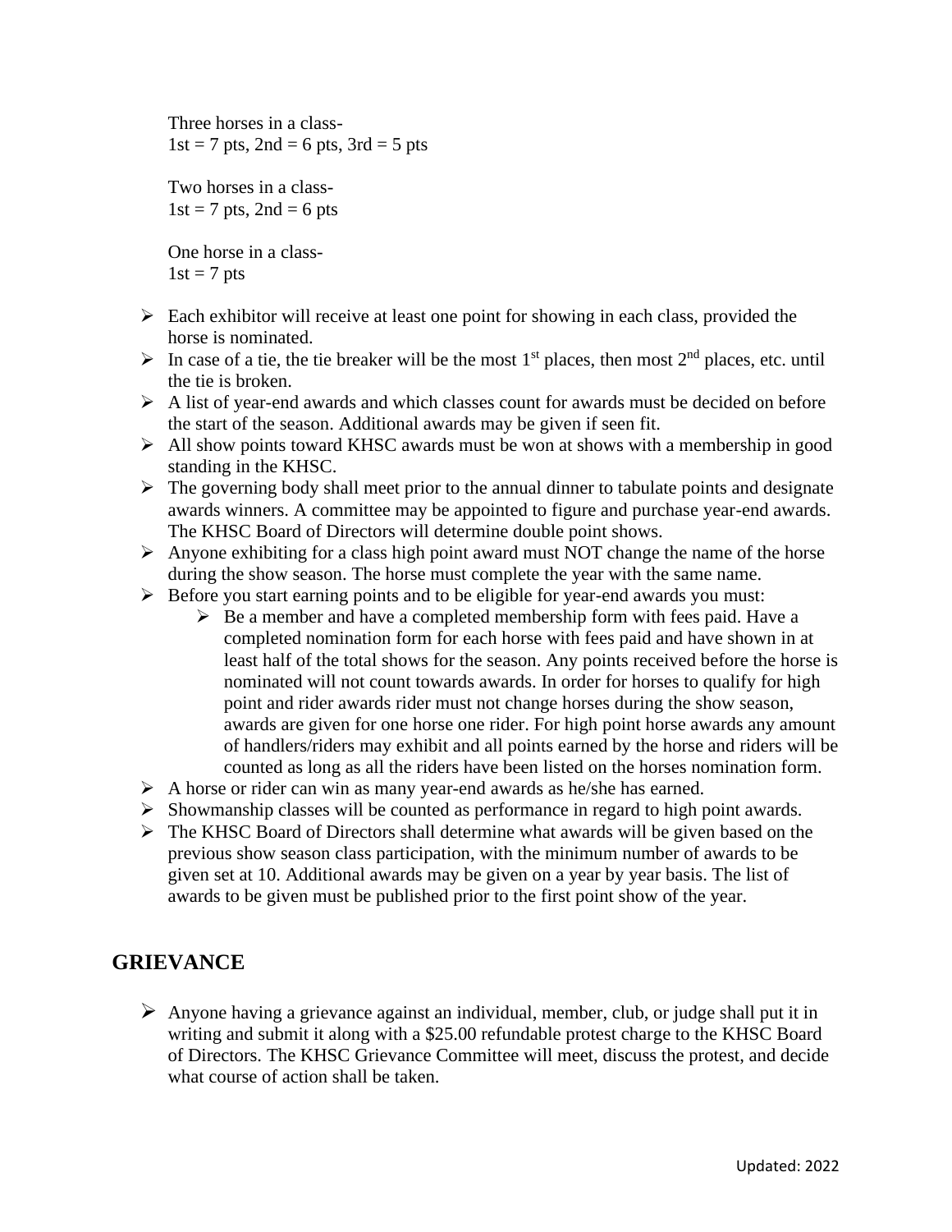Three horses in a class-
1st = 7 pts, 2nd = 6 pts, 3rd = 5 pts

Two horses in a class-
1st = 7 pts, 2nd = 6 pts

One horse in a class-
1st = 7 pts

- Each exhibitor will receive at least one point for showing in each class, provided the horse is nominated.
- In case of a tie, the tie breaker will be the most 1st places, then most 2nd places, etc. until the tie is broken.
- A list of year-end awards and which classes count for awards must be decided on before the start of the season. Additional awards may be given if seen fit.
- All show points toward KHSC awards must be won at shows with a membership in good standing in the KHSC.
- The governing body shall meet prior to the annual dinner to tabulate points and designate awards winners. A committee may be appointed to figure and purchase year-end awards. The KHSC Board of Directors will determine double point shows.
- Anyone exhibiting for a class high point award must NOT change the name of the horse during the show season. The horse must complete the year with the same name.
- Before you start earning points and to be eligible for year-end awards you must:
    - Be a member and have a completed membership form with fees paid. Have a completed nomination form for each horse with fees paid and have shown in at least half of the total shows for the season. Any points received before the horse is nominated will not count towards awards. In order for horses to qualify for high point and rider awards rider must not change horses during the show season, awards are given for one horse one rider. For high point horse awards any amount of handlers/riders may exhibit and all points earned by the horse and riders will be counted as long as all the riders have been listed on the horses nomination form.
- A horse or rider can win as many year-end awards as he/she has earned.
- Showmanship classes will be counted as performance in regard to high point awards.
- The KHSC Board of Directors shall determine what awards will be given based on the previous show season class participation, with the minimum number of awards to be given set at 10. Additional awards may be given on a year by year basis. The list of awards to be given must be published prior to the first point show of the year.

## GRIEVANCE

- Anyone having a grievance against an individual, member, club, or judge shall put it in writing and submit it along with a $25.00 refundable protest charge to the KHSC Board of Directors. The KHSC Grievance Committee will meet, discuss the protest, and decide what course of action shall be taken.

Updated: 2022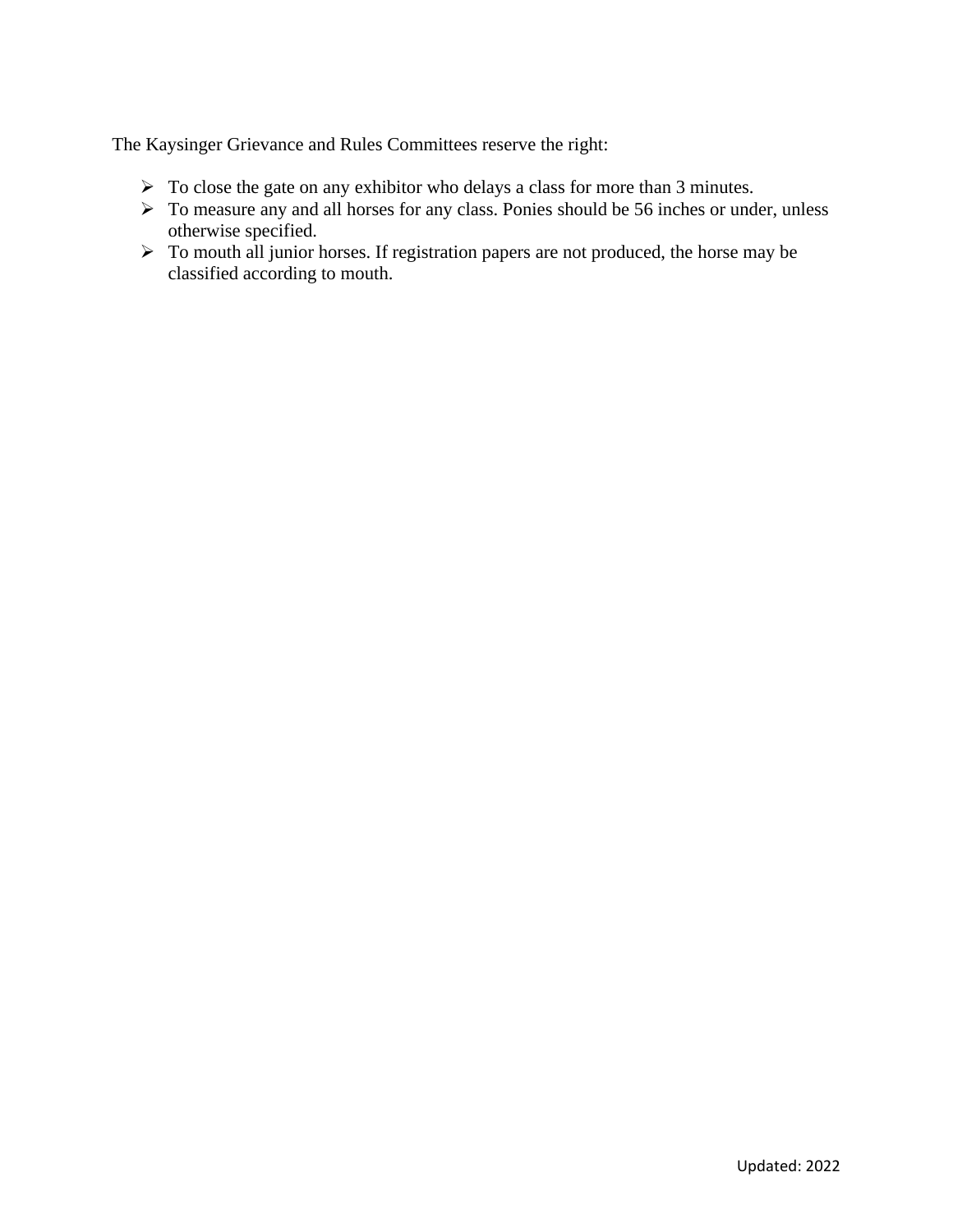The Kaysinger Grievance and Rules Committees reserve the right:

- To close the gate on any exhibitor who delays a class for more than 3 minutes.
- To measure any and all horses for any class. Ponies should be 56 inches or under, unless otherwise specified.
- To mouth all junior horses. If registration papers are not produced, the horse may be classified according to mouth.

Updated: 2022